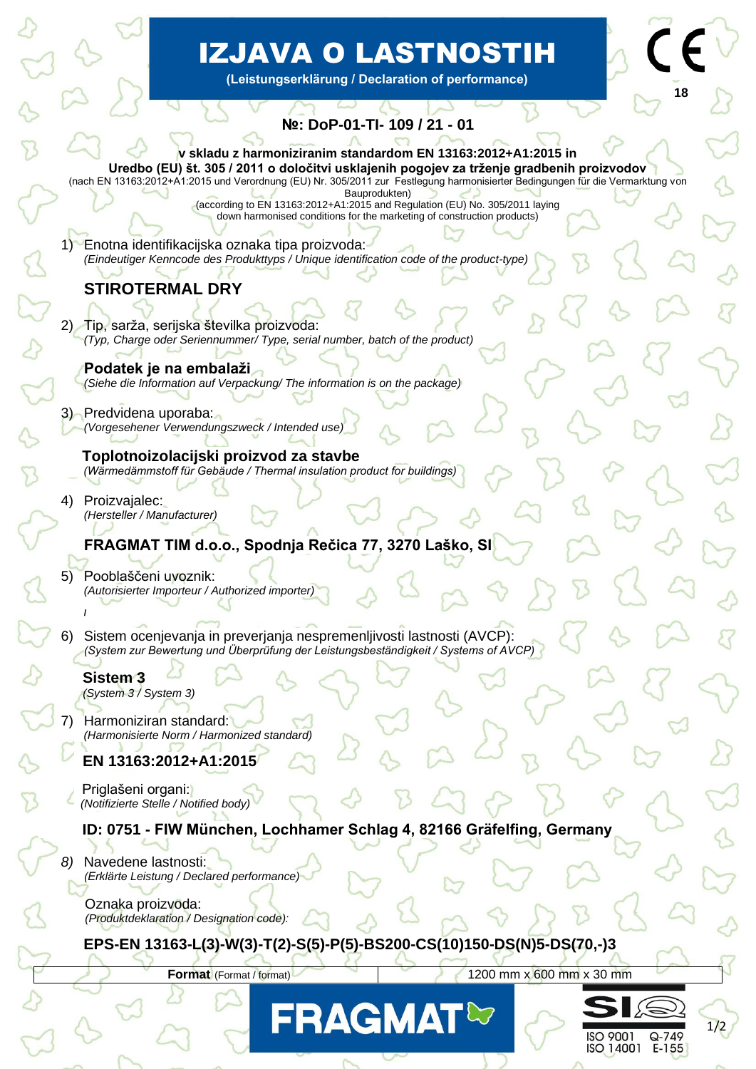# IZJAVA O LASTNOSTIH

**(Leistungserklärung / Declaration of performance)**

CE
18

## №: DoP-01-TI- 109 / 21 - 01

**v skladu z harmoniziranim standardom EN 13163:2012+A1:2015 in**
**Uredbo (EU) št. 305 / 2011 o določitvi usklajenih pogojev za trženje gradbenih proizvodov**
(nach EN 13163:2012+A1:2015 und Verordnung (EU) Nr. 305/2011 zur Festlegung harmonisierter Bedingungen für die Vermarktung von Bauprodukten)
(according to EN 13163:2012+A1:2015 and Regulation (EU) No. 305/2011 laying down harmonised conditions for the marketing of construction products)

1) Enotna identifikacijska oznaka tipa proizvoda:
*(Eindeutiger Kenncode des Produkttyps / Unique identification code of the product-type)*

**STIROTERMAL DRY**

2) Tip, sarža, serijska številka proizvoda:
*(Typ, Charge oder Seriennummer/ Type, serial number, batch of the product)*

**Podatek je na embalaži**
*(Siehe die Information auf Verpackung/ The information is on the package)*

3) Predvidena uporaba:
*(Vorgesehener Verwendungszweck / Intended use)*

**Toplotnoizolacijski proizvod za stavbe**
*(Wärmedämmstoff für Gebäude / Thermal insulation product for buildings)*

4) Proizvajalec:
*(Hersteller / Manufacturer)*

**FRAGMAT TIM d.o.o., Spodnja Rečica 77, 3270 Laško, SI**

5) Pooblaščeni uvoznik:
*(Autorisierter Importeur / Authorized importer)*

*/*

6) Sistem ocenjevanja in preverjanja nespremenljivosti lastnosti (AVCP):
*(System zur Bewertung und Überprüfung der Leistungsbeständigkeit / Systems of AVCP)*

**Sistem 3**
*(System 3 / System 3)*

7) Harmoniziran standard:
*(Harmonisierte Norm / Harmonized standard)*

**EN 13163:2012+A1:2015**

Priglašeni organi:
*(Notifizierte Stelle / Notified body)*

**ID: 0751 - FIW München, Lochhamer Schlag 4, 82166 Gräfelfing, Germany**

*8)* Navedene lastnosti:
*(Erklärte Leistung / Declared performance)*

Oznaka proizvoda:
*(Produktdeklaration / Designation code):*

**EPS-EN 13163-L(3)-W(3)-T(2)-S(5)-P(5)-BS200-CS(10)150-DS(N)5-DS(70,-)3**

| **Format** (Format / format) | 1200 mm x 600 mm x 30 mm |
|---|---|

FRAGMAT

SIQ ISO 9001 Q-749 ISO 14001 E-155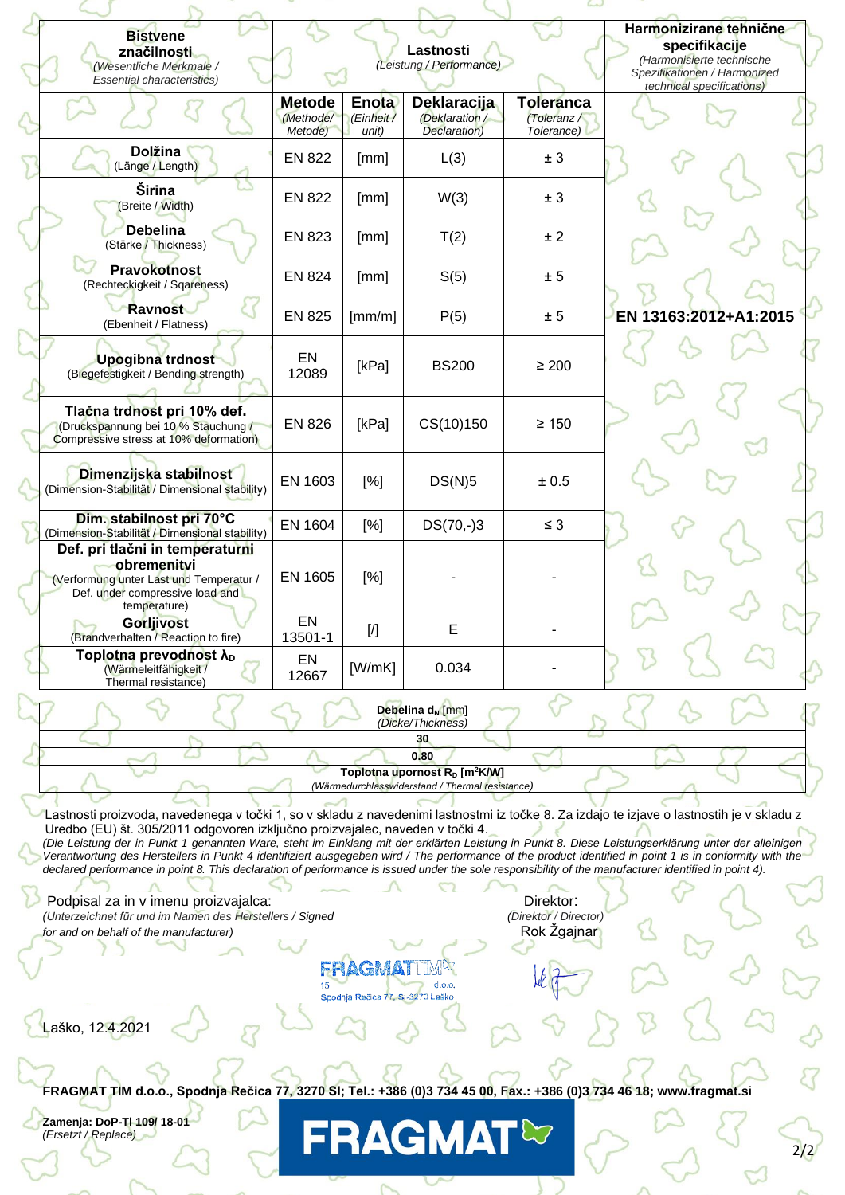| **Bistvene značilnosti** *(Wesentliche Merkmale / Essential characteristics)* | **Lastnosti** *(Leistung / Performance)* | | | | **Harmonizirane tehnične specifikacije** *(Harmonisierte technische Spezifikationen / Harmonized technical specifications)* |
|---|---|---|---|---|---|
| | **Metode** *(Methode/ Metode)* | **Enota** *(Einheit / unit)* | **Deklaracija** *(Deklaration / Declaration)* | **Toleranca** *(Toleranz / Tolerance)* | |
| **Dolžina** (Länge / Length) | EN 822 | [mm] | L(3) | ± 3 | EN 13163:2012+A1:2015 |
| **Širina** (Breite / Width) | EN 822 | [mm] | W(3) | ± 3 | |
| **Debelina** (Stärke / Thickness) | EN 823 | [mm] | T(2) | ± 2 | |
| **Pravokotnost** (Rechteckigkeit / Sqareness) | EN 824 | [mm] | S(5) | ± 5 | |
| **Ravnost** (Ebenheit / Flatness) | EN 825 | [mm/m] | P(5) | ± 5 | |
| **Upogibna trdnost** (Biegefestigkeit / Bending strength) | EN 12089 | [kPa] | BS200 | ≥ 200 | |
| **Tlačna trdnost pri 10% def.** (Druckspannung bei 10 % Stauchung / Compressive stress at 10% deformation) | EN 826 | [kPa] | CS(10)150 | ≥ 150 | |
| **Dimenzijska stabilnost** (Dimension-Stabilität / Dimensional stability) | EN 1603 | [%] | DS(N)5 | ± 0.5 | |
| **Dim. stabilnost pri 70°C** (Dimension-Stabilität / Dimensional stability) | EN 1604 | [%] | DS(70,-)3 | ≤ 3 | |
| **Def. pri tlačni in temperaturni obremenitvi** (Verformung unter Last und Temperatur / Def. under compressive load and temperature) | EN 1605 | [%] | - | - | |
| **Gorljivost** (Brandverhalten / Reaction to fire) | EN 13501-1 | [/] | E | - | |
| **Toplotna prevodnost $\lambda_D$** (Wärmeleitfähigkeit / Thermal resistance) | EN 12667 | [W/mK] | 0.034 | - | |

| **Debelina $d_N$** [mm] *(Dicke/Thickness)* |
|---|
| **30** |
| **0.80** |
| **Toplotna upornost $R_D$ [m²K/W]** *(Wärmedurchlasswiderstand / Thermal resistance)* |

Lastnosti proizvoda, navedenega v točki 1, so v skladu z navedenimi lastnostmi iz točke 8. Za izdajo te izjave o lastnostih je v skladu z Uredbo (EU) št. 305/2011 odgovoren izključno proizvajalec, naveden v točki 4.
*(Die Leistung der in Punkt 1 genannten Ware, steht im Einklang mit der erklärten Leistung in Punkt 8. Diese Leistungserklärung unter der alleinigen Verantwortung des Herstellers in Punkt 4 identifiziert ausgegeben wird / The performance of the product identified in point 1 is in conformity with the declared performance in point 8. This declaration of performance is issued under the sole responsibility of the manufacturer identified in point 4).*

Podpisal za in v imenu proizvajalca:
*(Unterzeichnet für und im Namen des Herstellers / Signed for and on behalf of the manufacturer)*

Direktor:
*(Direktor / Director)*
Rok Žgajnar

FRAGMAT TIM d.o.o.
Spodnja Rečica 77, SI-3270 Laško

Laško, 12.4.2021

**FRAGMAT TIM d.o.o., Spodnja Rečica 77, 3270 SI; Tel.: +386 (0)3 734 45 00, Fax.: +386 (0)3 734 46 18; www.fragmat.si**

**Zamenja: DoP-TI 109/ 18-01**
*(Ersetzt / Replace)*

FRAGMAT